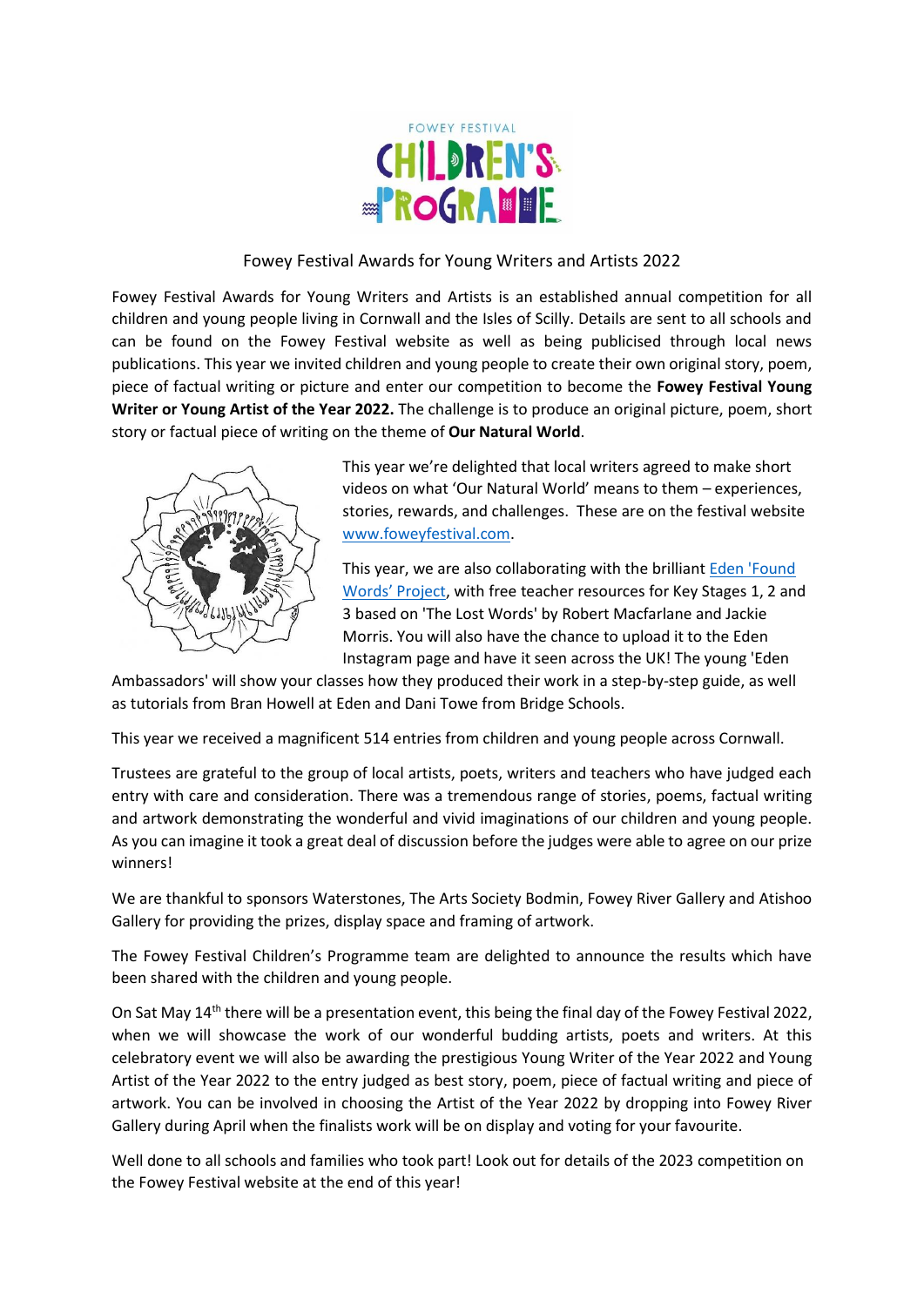FOWEY FESTIVAL CHILDREN'S PROGRAMME

# Fowey Festival Awards for Young Writers and Artists 2022

Fowey Festival Awards for Young Writers and Artists is an established annual competition for all children and young people living in Cornwall and the Isles of Scilly. Details are sent to all schools and can be found on the Fowey Festival website as well as being publicised through local news publications. This year we invited children and young people to create their own original story, poem, piece of factual writing or picture and enter our competition to become the **Fowey Festival Young Writer or Young Artist of the Year 2022.** The challenge is to produce an original picture, poem, short story or factual piece of writing on the theme of **Our Natural World**.

This year we're delighted that local writers agreed to make short videos on what 'Our Natural World' means to them – experiences, stories, rewards, and challenges. These are on the festival website [www.foweyfestival.com](www.foweyfestival.com).

This year, we are also collaborating with the brilliant [Eden 'Found Words' Project](), with free teacher resources for Key Stages 1, 2 and 3 based on 'The Lost Words' by Robert Macfarlane and Jackie Morris. You will also have the chance to upload it to the Eden Instagram page and have it seen across the UK! The young 'Eden Ambassadors' will show your classes how they produced their work in a step-by-step guide, as well as tutorials from Bran Howell at Eden and Dani Towe from Bridge Schools.

This year we received a magnificent 514 entries from children and young people across Cornwall.

Trustees are grateful to the group of local artists, poets, writers and teachers who have judged each entry with care and consideration. There was a tremendous range of stories, poems, factual writing and artwork demonstrating the wonderful and vivid imaginations of our children and young people. As you can imagine it took a great deal of discussion before the judges were able to agree on our prize winners!

We are thankful to sponsors Waterstones, The Arts Society Bodmin, Fowey River Gallery and Atishoo Gallery for providing the prizes, display space and framing of artwork.

The Fowey Festival Children's Programme team are delighted to announce the results which have been shared with the children and young people.

On Sat May 14th there will be a presentation event, this being the final day of the Fowey Festival 2022, when we will showcase the work of our wonderful budding artists, poets and writers. At this celebratory event we will also be awarding the prestigious Young Writer of the Year 2022 and Young Artist of the Year 2022 to the entry judged as best story, poem, piece of factual writing and piece of artwork. You can be involved in choosing the Artist of the Year 2022 by dropping into Fowey River Gallery during April when the finalists work will be on display and voting for your favourite.

Well done to all schools and families who took part! Look out for details of the 2023 competition on the Fowey Festival website at the end of this year!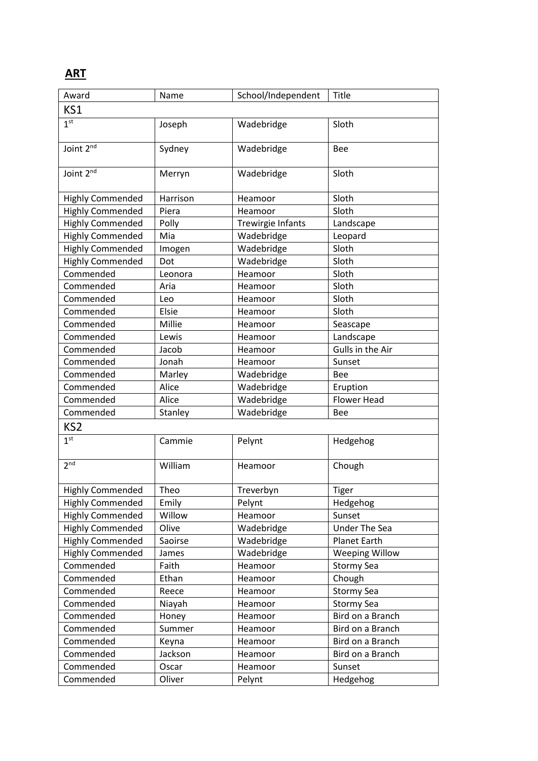## ART

| Award | Name | School/Independent | Title |
|---|---|---|---|
| KS1 | | | |
| 1st | Joseph | Wadebridge | Sloth |
| Joint 2nd | Sydney | Wadebridge | Bee |
| Joint 2nd | Merryn | Wadebridge | Sloth |
| Highly Commended | Harrison | Heamoor | Sloth |
| Highly Commended | Piera | Heamoor | Sloth |
| Highly Commended | Polly | Trewirgie Infants | Landscape |
| Highly Commended | Mia | Wadebridge | Leopard |
| Highly Commended | Imogen | Wadebridge | Sloth |
| Highly Commended | Dot | Wadebridge | Sloth |
| Commended | Leonora | Heamoor | Sloth |
| Commended | Aria | Heamoor | Sloth |
| Commended | Leo | Heamoor | Sloth |
| Commended | Elsie | Heamoor | Sloth |
| Commended | Millie | Heamoor | Seascape |
| Commended | Lewis | Heamoor | Landscape |
| Commended | Jacob | Heamoor | Gulls in the Air |
| Commended | Jonah | Heamoor | Sunset |
| Commended | Marley | Wadebridge | Bee |
| Commended | Alice | Wadebridge | Eruption |
| Commended | Alice | Wadebridge | Flower Head |
| Commended | Stanley | Wadebridge | Bee |
| KS2 | | | |
| 1st | Cammie | Pelynt | Hedgehog |
| 2nd | William | Heamoor | Chough |
| Highly Commended | Theo | Treverbyn | Tiger |
| Highly Commended | Emily | Pelynt | Hedgehog |
| Highly Commended | Willow | Heamoor | Sunset |
| Highly Commended | Olive | Wadebridge | Under The Sea |
| Highly Commended | Saoirse | Wadebridge | Planet Earth |
| Highly Commended | James | Wadebridge | Weeping Willow |
| Commended | Faith | Heamoor | Stormy Sea |
| Commended | Ethan | Heamoor | Chough |
| Commended | Reece | Heamoor | Stormy Sea |
| Commended | Niayah | Heamoor | Stormy Sea |
| Commended | Honey | Heamoor | Bird on a Branch |
| Commended | Summer | Heamoor | Bird on a Branch |
| Commended | Keyna | Heamoor | Bird on a Branch |
| Commended | Jackson | Heamoor | Bird on a Branch |
| Commended | Oscar | Heamoor | Sunset |
| Commended | Oliver | Pelynt | Hedgehog |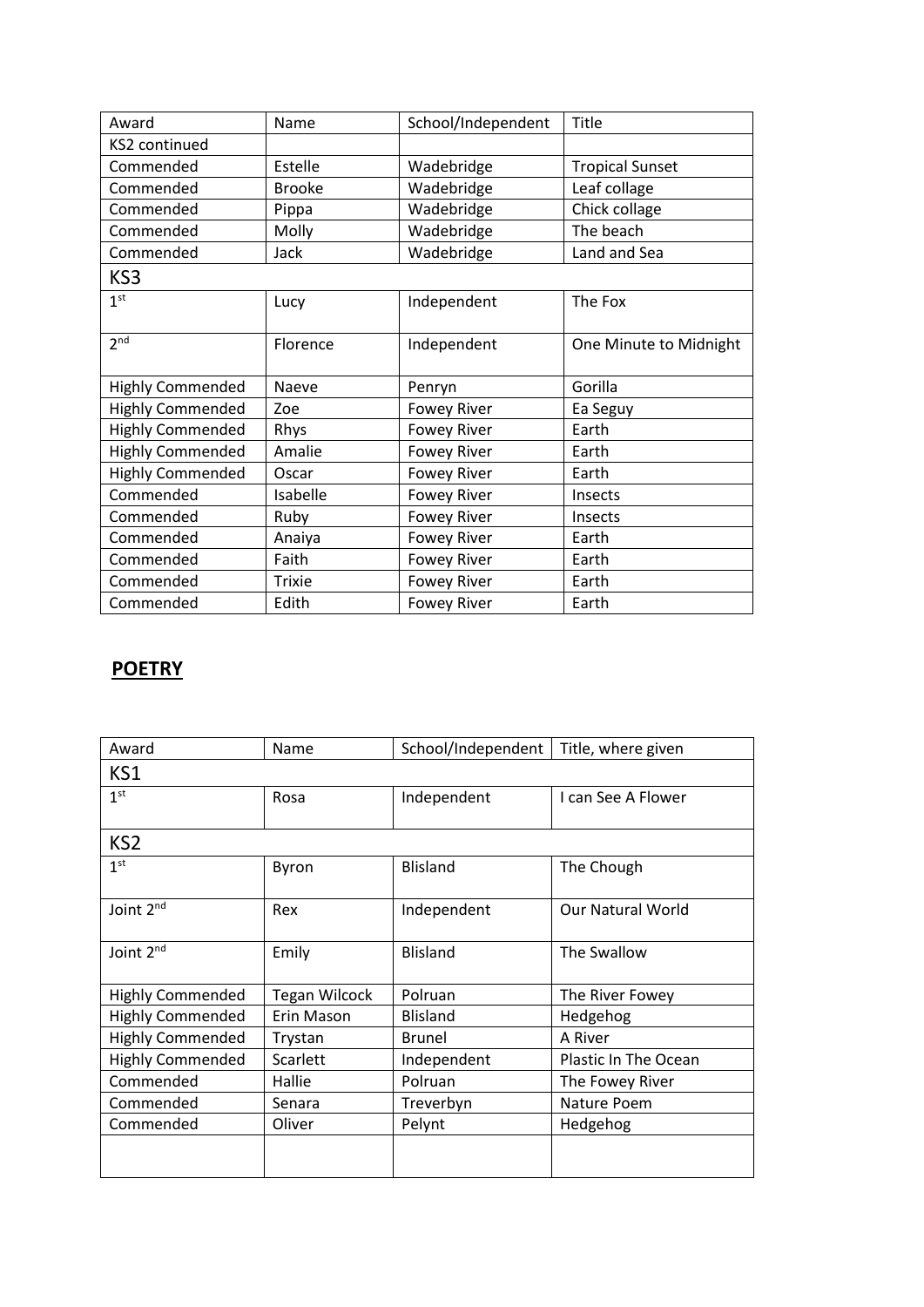| Award | Name | School/Independent | Title |
|---|---|---|---|
| KS2 continued | | | |
| Commended | Estelle | Wadebridge | Tropical Sunset |
| Commended | Brooke | Wadebridge | Leaf collage |
| Commended | Pippa | Wadebridge | Chick collage |
| Commended | Molly | Wadebridge | The beach |
| Commended | Jack | Wadebridge | Land and Sea |
| KS3 | | | |
| 1st | Lucy | Independent | The Fox |
| 2nd | Florence | Independent | One Minute to Midnight |
| Highly Commended | Naeve | Penryn | Gorilla |
| Highly Commended | Zoe | Fowey River | Ea Seguy |
| Highly Commended | Rhys | Fowey River | Earth |
| Highly Commended | Amalie | Fowey River | Earth |
| Highly Commended | Oscar | Fowey River | Earth |
| Commended | Isabelle | Fowey River | Insects |
| Commended | Ruby | Fowey River | Insects |
| Commended | Anaiya | Fowey River | Earth |
| Commended | Faith | Fowey River | Earth |
| Commended | Trixie | Fowey River | Earth |
| Commended | Edith | Fowey River | Earth |

## POETRY

| Award | Name | School/Independent | Title, where given |
|---|---|---|---|
| KS1 | | | |
| 1st | Rosa | Independent | I can See A Flower |
| KS2 | | | |
| 1st | Byron | Blisland | The Chough |
| Joint 2nd | Rex | Independent | Our Natural World |
| Joint 2nd | Emily | Blisland | The Swallow |
| Highly Commended | Tegan Wilcock | Polruan | The River Fowey |
| Highly Commended | Erin Mason | Blisland | Hedgehog |
| Highly Commended | Trystan | Brunel | A River |
| Highly Commended | Scarlett | Independent | Plastic In The Ocean |
| Commended | Hallie | Polruan | The Fowey River |
| Commended | Senara | Treverbyn | Nature Poem |
| Commended | Oliver | Pelynt | Hedgehog |
| | | | |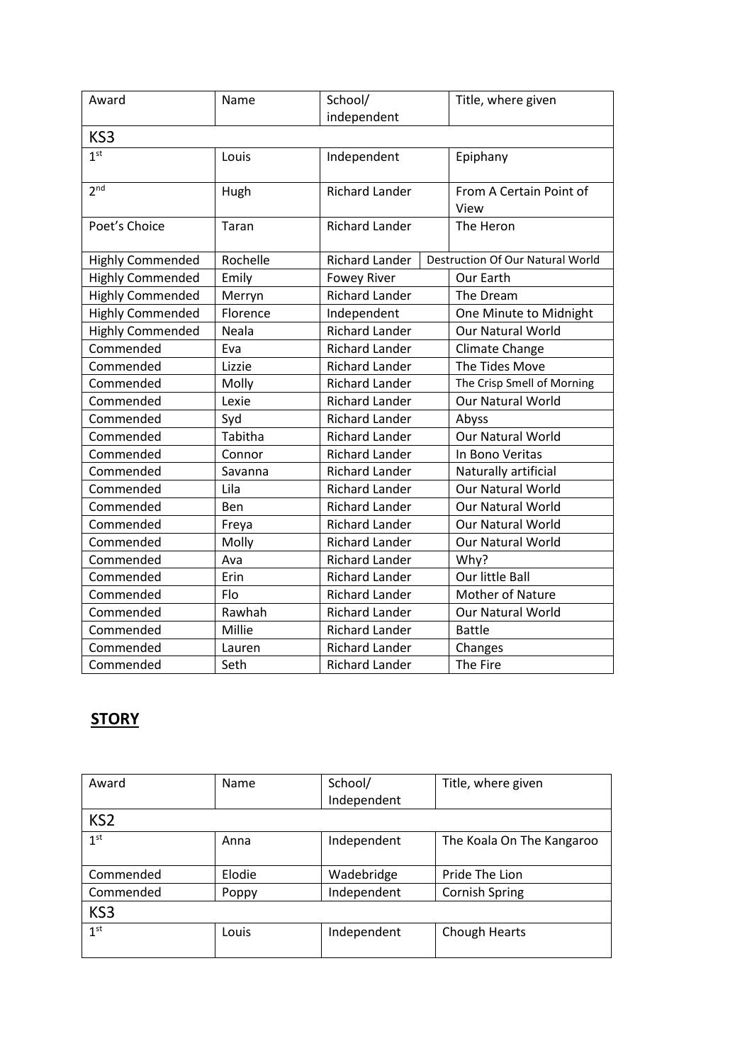| Award | Name | School/ independent | Title, where given |
|---|---|---|---|
| KS3 | | | |
| 1st | Louis | Independent | Epiphany |
| 2nd | Hugh | Richard Lander | From A Certain Point of View |
| Poet's Choice | Taran | Richard Lander | The Heron |
| Highly Commended | Rochelle | Richard Lander | Destruction Of Our Natural World |
| Highly Commended | Emily | Fowey River | Our Earth |
| Highly Commended | Merryn | Richard Lander | The Dream |
| Highly Commended | Florence | Independent | One Minute to Midnight |
| Highly Commended | Neala | Richard Lander | Our Natural World |
| Commended | Eva | Richard Lander | Climate Change |
| Commended | Lizzie | Richard Lander | The Tides Move |
| Commended | Molly | Richard Lander | The Crisp Smell of Morning |
| Commended | Lexie | Richard Lander | Our Natural World |
| Commended | Syd | Richard Lander | Abyss |
| Commended | Tabitha | Richard Lander | Our Natural World |
| Commended | Connor | Richard Lander | In Bono Veritas |
| Commended | Savanna | Richard Lander | Naturally artificial |
| Commended | Lila | Richard Lander | Our Natural World |
| Commended | Ben | Richard Lander | Our Natural World |
| Commended | Freya | Richard Lander | Our Natural World |
| Commended | Molly | Richard Lander | Our Natural World |
| Commended | Ava | Richard Lander | Why? |
| Commended | Erin | Richard Lander | Our little Ball |
| Commended | Flo | Richard Lander | Mother of Nature |
| Commended | Rawhah | Richard Lander | Our Natural World |
| Commended | Millie | Richard Lander | Battle |
| Commended | Lauren | Richard Lander | Changes |
| Commended | Seth | Richard Lander | The Fire |

## **STORY**

| Award | Name | School/ Independent | Title, where given |
|---|---|---|---|
| KS2 | | | |
| 1st | Anna | Independent | The Koala On The Kangaroo |
| Commended | Elodie | Wadebridge | Pride The Lion |
| Commended | Poppy | Independent | Cornish Spring |
| KS3 | | | |
| 1st | Louis | Independent | Chough Hearts |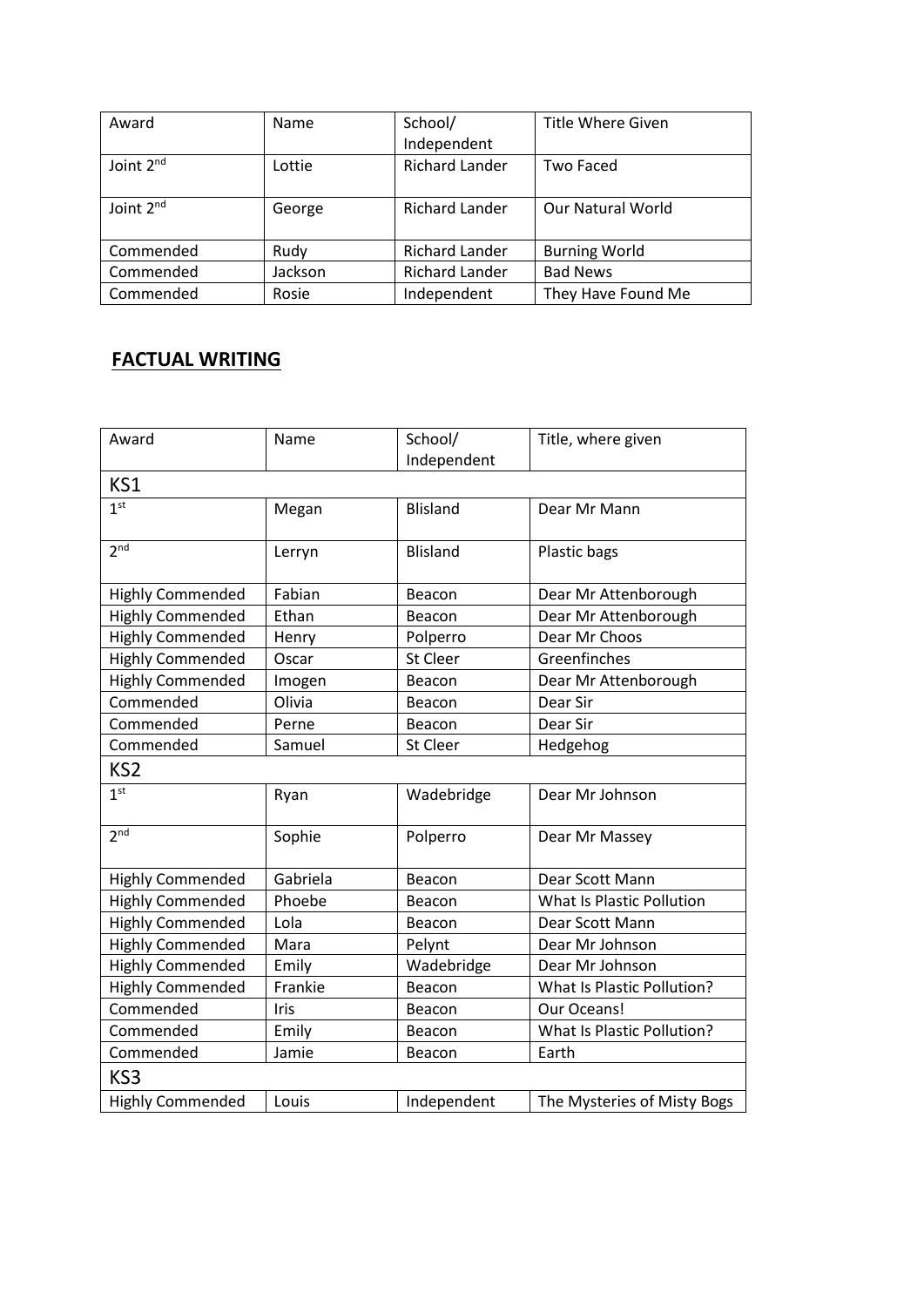| Award | Name | School/ Independent | Title Where Given |
|---|---|---|---|
| Joint 2nd | Lottie | Richard Lander | Two Faced |
| Joint 2nd | George | Richard Lander | Our Natural World |
| Commended | Rudy | Richard Lander | Burning World |
| Commended | Jackson | Richard Lander | Bad News |
| Commended | Rosie | Independent | They Have Found Me |

## **FACTUAL WRITING**

| Award | Name | School/ Independent | Title, where given |
|---|---|---|---|
| KS1 | | | |
| 1st | Megan | Blisland | Dear Mr Mann |
| 2nd | Lerryn | Blisland | Plastic bags |
| Highly Commended | Fabian | Beacon | Dear Mr Attenborough |
| Highly Commended | Ethan | Beacon | Dear Mr Attenborough |
| Highly Commended | Henry | Polperro | Dear Mr Choos |
| Highly Commended | Oscar | St Cleer | Greenfinches |
| Highly Commended | Imogen | Beacon | Dear Mr Attenborough |
| Commended | Olivia | Beacon | Dear Sir |
| Commended | Perne | Beacon | Dear Sir |
| Commended | Samuel | St Cleer | Hedgehog |
| KS2 | | | |
| 1st | Ryan | Wadebridge | Dear Mr Johnson |
| 2nd | Sophie | Polperro | Dear Mr Massey |
| Highly Commended | Gabriela | Beacon | Dear Scott Mann |
| Highly Commended | Phoebe | Beacon | What Is Plastic Pollution |
| Highly Commended | Lola | Beacon | Dear Scott Mann |
| Highly Commended | Mara | Pelynt | Dear Mr Johnson |
| Highly Commended | Emily | Wadebridge | Dear Mr Johnson |
| Highly Commended | Frankie | Beacon | What Is Plastic Pollution? |
| Commended | Iris | Beacon | Our Oceans! |
| Commended | Emily | Beacon | What Is Plastic Pollution? |
| Commended | Jamie | Beacon | Earth |
| KS3 | | | |
| Highly Commended | Louis | Independent | The Mysteries of Misty Bogs |